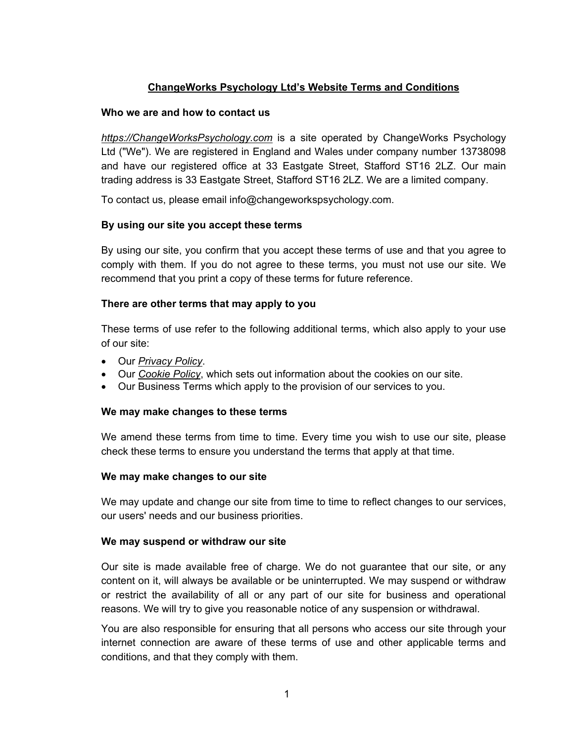# ChangeWorks Psychology Ltd's Website Terms and Conditions

## Who we are and how to contact us

*https://ChangeWorksPsychology.com* is a site operated by ChangeWorks Psychology Ltd ("We"). We are registered in England and Wales under company number 13738098 and have our registered office at 33 Eastgate Street, Stafford ST16 2LZ. Our main trading address is 33 Eastgate Street, Stafford ST16 2LZ. We are a limited company.

To contact us, please email info@changeworkspsychology.com.

## By using our site you accept these terms

By using our site, you confirm that you accept these terms of use and that you agree to comply with them. If you do not agree to these terms, you must not use our site. We recommend that you print a copy of these terms for future reference.

## There are other terms that may apply to you

These terms of use refer to the following additional terms, which also apply to your use of our site:

- Our *Privacy Policy*.
- Our *Cookie Policy*, which sets out information about the cookies on our site.
- Our Business Terms which apply to the provision of our services to you.

## We may make changes to these terms

We amend these terms from time to time. Every time you wish to use our site, please check these terms to ensure you understand the terms that apply at that time.

## We may make changes to our site

We may update and change our site from time to time to reflect changes to our services, our users' needs and our business priorities.

## We may suspend or withdraw our site

Our site is made available free of charge. We do not guarantee that our site, or any content on it, will always be available or be uninterrupted. We may suspend or withdraw or restrict the availability of all or any part of our site for business and operational reasons. We will try to give you reasonable notice of any suspension or withdrawal.

You are also responsible for ensuring that all persons who access our site through your internet connection are aware of these terms of use and other applicable terms and conditions, and that they comply with them.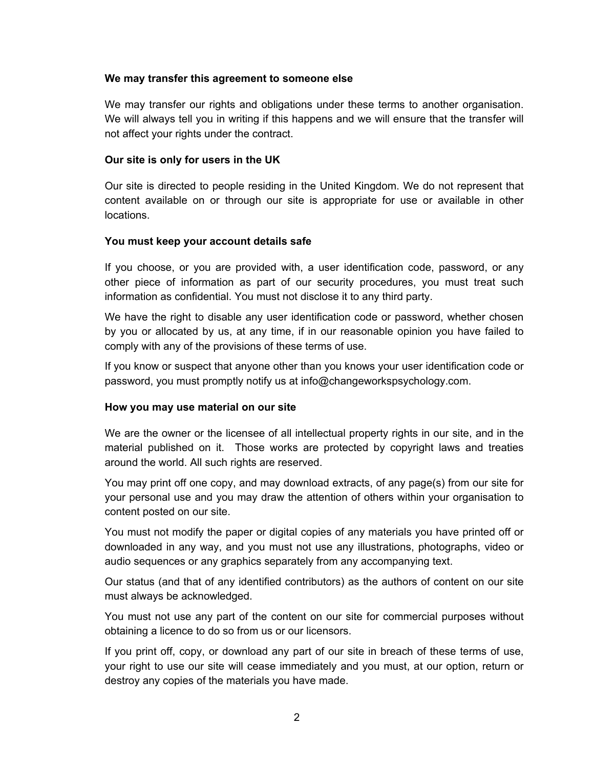**We may transfer this agreement to someone else**

We may transfer our rights and obligations under these terms to another organisation. We will always tell you in writing if this happens and we will ensure that the transfer will not affect your rights under the contract.

**Our site is only for users in the UK**

Our site is directed to people residing in the United Kingdom. We do not represent that content available on or through our site is appropriate for use or available in other locations.

**You must keep your account details safe**

If you choose, or you are provided with, a user identification code, password, or any other piece of information as part of our security procedures, you must treat such information as confidential. You must not disclose it to any third party.

We have the right to disable any user identification code or password, whether chosen by you or allocated by us, at any time, if in our reasonable opinion you have failed to comply with any of the provisions of these terms of use.

If you know or suspect that anyone other than you knows your user identification code or password, you must promptly notify us at info@changeworkspsychology.com.

**How you may use material on our site**

We are the owner or the licensee of all intellectual property rights in our site, and in the material published on it. Those works are protected by copyright laws and treaties around the world. All such rights are reserved.

You may print off one copy, and may download extracts, of any page(s) from our site for your personal use and you may draw the attention of others within your organisation to content posted on our site.

You must not modify the paper or digital copies of any materials you have printed off or downloaded in any way, and you must not use any illustrations, photographs, video or audio sequences or any graphics separately from any accompanying text.

Our status (and that of any identified contributors) as the authors of content on our site must always be acknowledged.

You must not use any part of the content on our site for commercial purposes without obtaining a licence to do so from us or our licensors.

If you print off, copy, or download any part of our site in breach of these terms of use, your right to use our site will cease immediately and you must, at our option, return or destroy any copies of the materials you have made.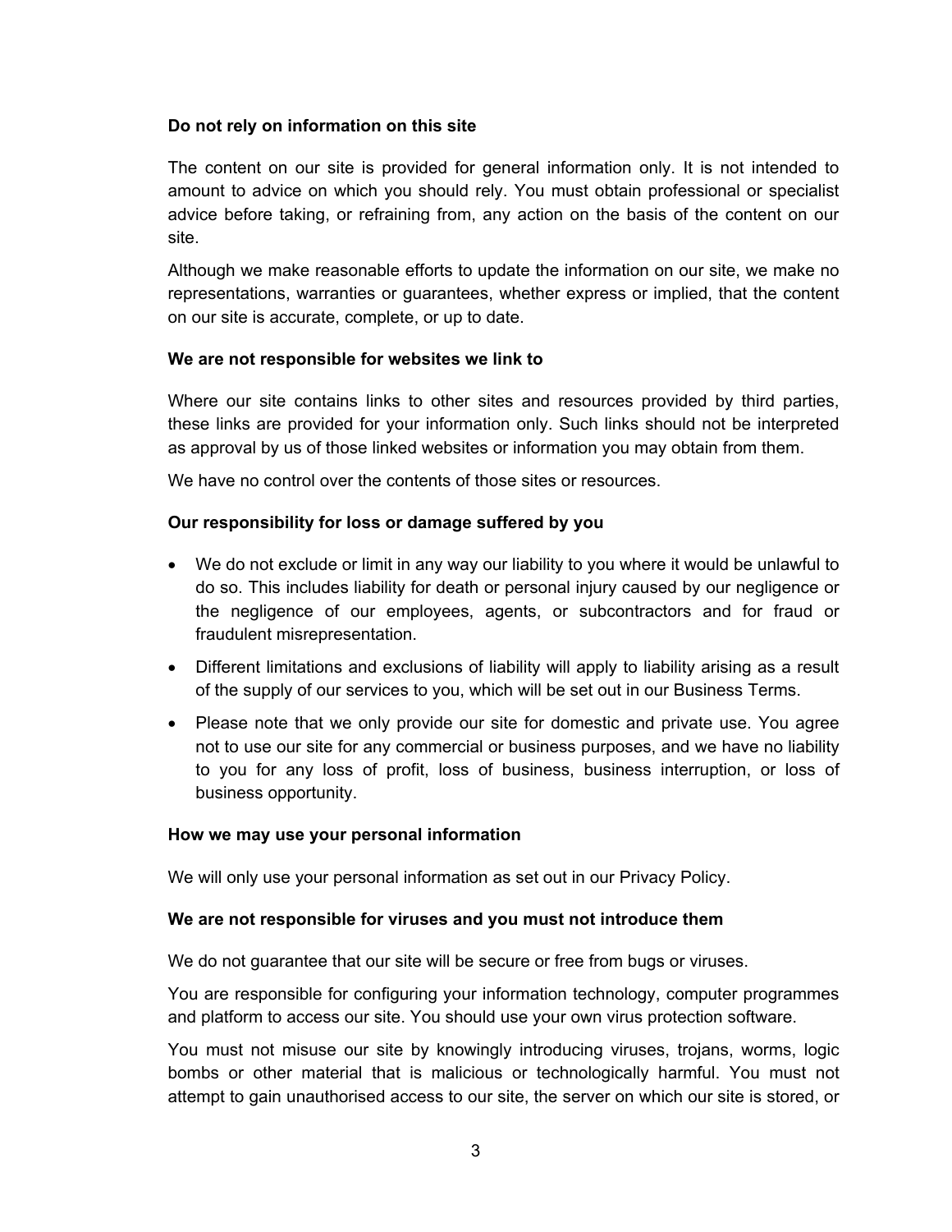**Do not rely on information on this site**

The content on our site is provided for general information only. It is not intended to amount to advice on which you should rely. You must obtain professional or specialist advice before taking, or refraining from, any action on the basis of the content on our site.

Although we make reasonable efforts to update the information on our site, we make no representations, warranties or guarantees, whether express or implied, that the content on our site is accurate, complete, or up to date.

**We are not responsible for websites we link to**

Where our site contains links to other sites and resources provided by third parties, these links are provided for your information only. Such links should not be interpreted as approval by us of those linked websites or information you may obtain from them.

We have no control over the contents of those sites or resources.

**Our responsibility for loss or damage suffered by you**

- We do not exclude or limit in any way our liability to you where it would be unlawful to do so. This includes liability for death or personal injury caused by our negligence or the negligence of our employees, agents, or subcontractors and for fraud or fraudulent misrepresentation.
- Different limitations and exclusions of liability will apply to liability arising as a result of the supply of our services to you, which will be set out in our Business Terms.
- Please note that we only provide our site for domestic and private use. You agree not to use our site for any commercial or business purposes, and we have no liability to you for any loss of profit, loss of business, business interruption, or loss of business opportunity.

**How we may use your personal information**

We will only use your personal information as set out in our Privacy Policy.

**We are not responsible for viruses and you must not introduce them**

We do not guarantee that our site will be secure or free from bugs or viruses.

You are responsible for configuring your information technology, computer programmes and platform to access our site. You should use your own virus protection software.

You must not misuse our site by knowingly introducing viruses, trojans, worms, logic bombs or other material that is malicious or technologically harmful. You must not attempt to gain unauthorised access to our site, the server on which our site is stored, or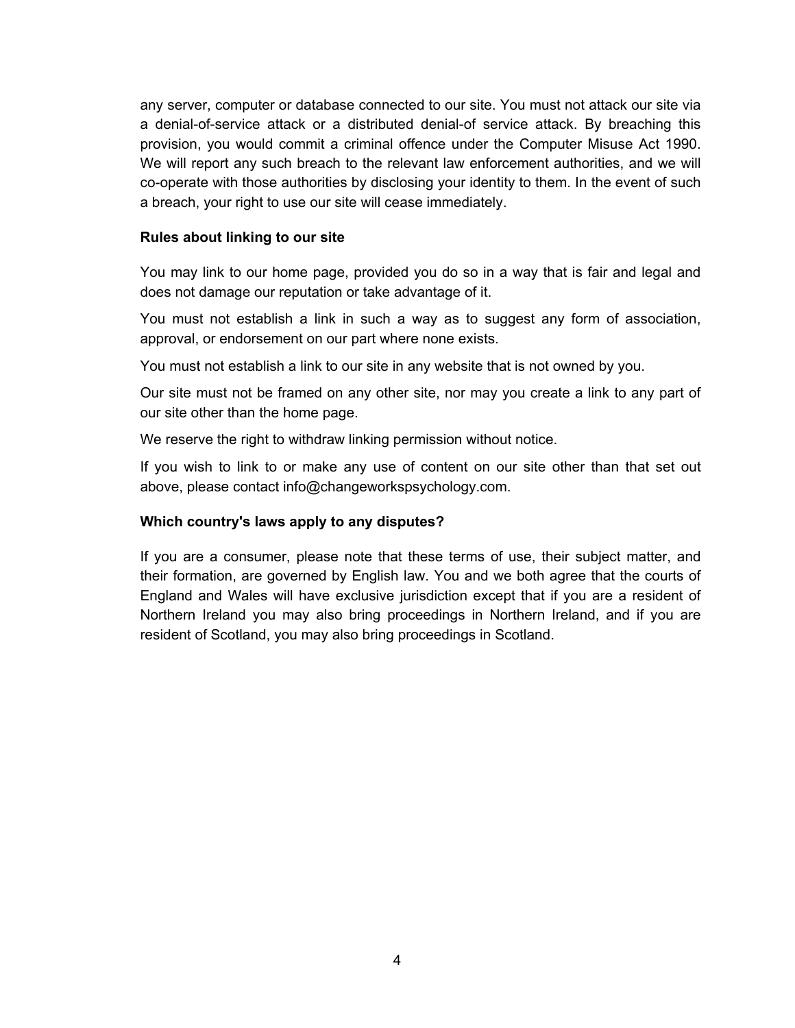any server, computer or database connected to our site. You must not attack our site via a denial-of-service attack or a distributed denial-of service attack. By breaching this provision, you would commit a criminal offence under the Computer Misuse Act 1990. We will report any such breach to the relevant law enforcement authorities, and we will co-operate with those authorities by disclosing your identity to them. In the event of such a breach, your right to use our site will cease immediately.

**Rules about linking to our site**

You may link to our home page, provided you do so in a way that is fair and legal and does not damage our reputation or take advantage of it.

You must not establish a link in such a way as to suggest any form of association, approval, or endorsement on our part where none exists.

You must not establish a link to our site in any website that is not owned by you.

Our site must not be framed on any other site, nor may you create a link to any part of our site other than the home page.

We reserve the right to withdraw linking permission without notice.

If you wish to link to or make any use of content on our site other than that set out above, please contact info@changeworkspsychology.com.

**Which country's laws apply to any disputes?**

If you are a consumer, please note that these terms of use, their subject matter, and their formation, are governed by English law. You and we both agree that the courts of England and Wales will have exclusive jurisdiction except that if you are a resident of Northern Ireland you may also bring proceedings in Northern Ireland, and if you are resident of Scotland, you may also bring proceedings in Scotland.